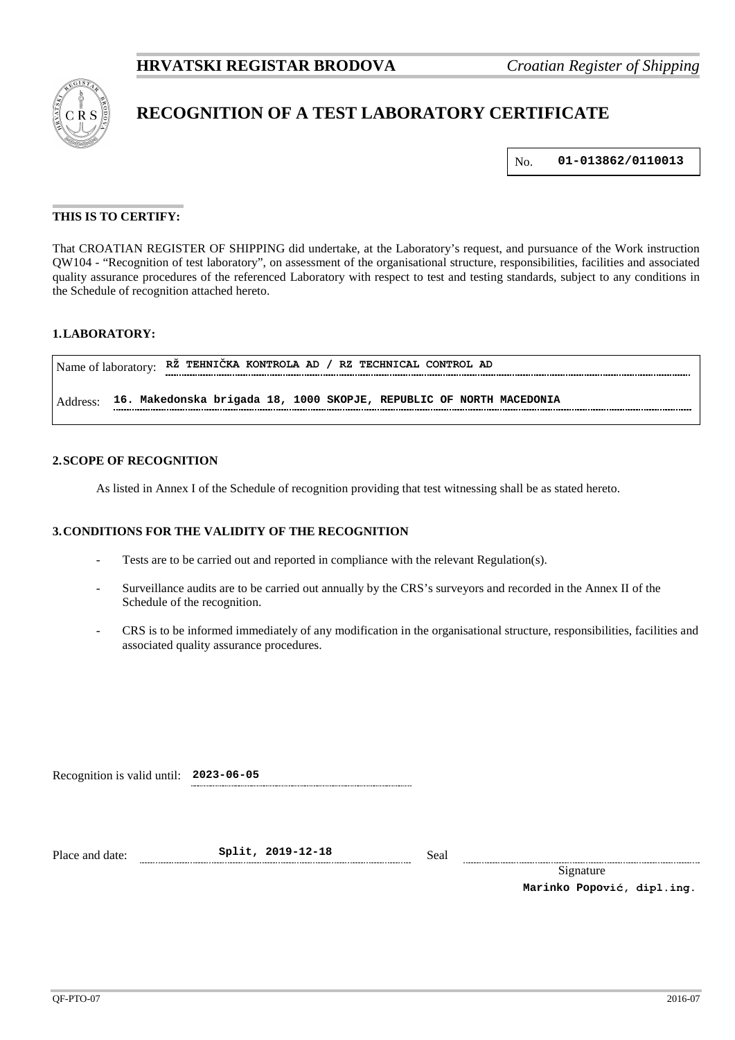**HRVATSKI REGISTAR BRODOVA** *Croatian Register of Shipping*

# RECOGNITION OF A TEST LABORATORY CERTIFICATE

No. **01-013862/0110013**

**THIS IS TO CERTIFY:**

That CROATIAN REGISTER OF SHIPPING did undertake, at the Laboratory's request, and pursuance of the Work instruction QW104 - "Recognition of test laboratory", on assessment of the organisational structure, responsibilities, facilities and associated quality assurance procedures of the referenced Laboratory with respect to test and testing standards, subject to any conditions in the Schedule of recognition attached hereto.

## 1. LABORATORY:

Name of laboratory: **RŽ TEHNIČKA KONTROLA AD / RZ TECHNICAL CONTROL AD**

Address: **16. Makedonska brigada 18, 1000 SKOPJE, REPUBLIC OF NORTH MACEDONIA**

## 2. SCOPE OF RECOGNITION

As listed in Annex I of the Schedule of recognition providing that test witnessing shall be as stated hereto.

## 3. CONDITIONS FOR THE VALIDITY OF THE RECOGNITION

- Tests are to be carried out and reported in compliance with the relevant Regulation(s).
- Surveillance audits are to be carried out annually by the CRS's surveyors and recorded in the Annex II of the Schedule of the recognition.
- CRS is to be informed immediately of any modification in the organisational structure, responsibilities, facilities and associated quality assurance procedures.

Recognition is valid until: **2023-06-05**

Place and date: **Split, 2019-12-18**

Seal

Signature

**Marinko Popović, dipl.ing.**

QF-PTO-07 2016-07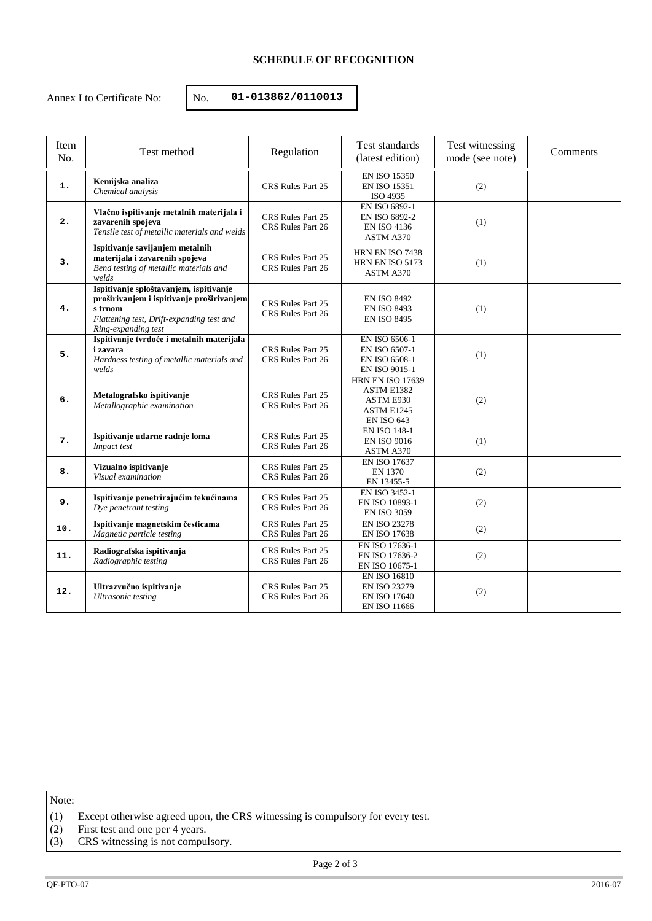**SCHEDULE OF RECOGNITION**

Annex I to Certificate No: No. **01-013862/0110013**

| Item No. | Test method | Regulation | Test standards (latest edition) | Test witnessing mode (see note) | Comments |
|---|---|---|---|---|---|
| **1.** | **Kemijska analiza**<br>*Chemical analysis* | CRS Rules Part 25 | EN ISO 15350<br>EN ISO 15351<br>ISO 4935 | (2) | |
| **2.** | **Vlačno ispitivanje metalnih materijala i zavarenih spojeva**<br>*Tensile test of metallic materials and welds* | CRS Rules Part 25<br>CRS Rules Part 26 | EN ISO 6892-1<br>EN ISO 6892-2<br>EN ISO 4136<br>ASTM A370 | (1) | |
| **3.** | **Ispitivanje savijanjem metalnih materijala i zavarenih spojeva**<br>*Bend testing of metallic materials and welds* | CRS Rules Part 25<br>CRS Rules Part 26 | HRN EN ISO 7438<br>HRN EN ISO 5173<br>ASTM A370 | (1) | |
| **4.** | **Ispitivanje sploštavanjem, ispitivanje proširivanjem i ispitivanje proširivanjem s trnom**<br>*Flattening test, Drift-expanding test and Ring-expanding test* | CRS Rules Part 25<br>CRS Rules Part 26 | EN ISO 8492<br>EN ISO 8493<br>EN ISO 8495 | (1) | |
| **5.** | **Ispitivanje tvrdoće i metalnih materijala i zavara**<br>*Hardness testing of metallic materials and welds* | CRS Rules Part 25<br>CRS Rules Part 26 | EN ISO 6506-1<br>EN ISO 6507-1<br>EN ISO 6508-1<br>EN ISO 9015-1 | (1) | |
| **6.** | **Metalografsko ispitivanje**<br>*Metallographic examination* | CRS Rules Part 25<br>CRS Rules Part 26 | HRN EN ISO 17639<br>ASTM E1382<br>ASTM E930<br>ASTM E1245<br>EN ISO 643 | (2) | |
| **7.** | **Ispitivanje udarne radnje loma**<br>*Impact test* | CRS Rules Part 25<br>CRS Rules Part 26 | EN ISO 148-1<br>EN ISO 9016<br>ASTM A370 | (1) | |
| **8.** | **Vizualno ispitivanje**<br>*Visual examination* | CRS Rules Part 25<br>CRS Rules Part 26 | EN ISO 17637<br>EN 1370<br>EN 13455-5 | (2) | |
| **9.** | **Ispitivanje penetrirajućim tekućinama**<br>*Dye penetrant testing* | CRS Rules Part 25<br>CRS Rules Part 26 | EN ISO 3452-1<br>EN ISO 10893-1<br>EN ISO 3059 | (2) | |
| **10.** | **Ispitivanje magnetskim česticama**<br>*Magnetic particle testing* | CRS Rules Part 25<br>CRS Rules Part 26 | EN ISO 23278<br>EN ISO 17638 | (2) | |
| **11.** | **Radiografska ispitivanja**<br>*Radiographic testing* | CRS Rules Part 25<br>CRS Rules Part 26 | EN ISO 17636-1<br>EN ISO 17636-2<br>EN ISO 10675-1 | (2) | |
| **12.** | **Ultrazvučno ispitivanje**<br>*Ultrasonic testing* | CRS Rules Part 25<br>CRS Rules Part 26 | EN ISO 16810<br>EN ISO 23279<br>EN ISO 17640<br>EN ISO 11666 | (2) | |

Note:

(1) Except otherwise agreed upon, the CRS witnessing is compulsory for every test.
(2) First test and one per 4 years.
(3) CRS witnessing is not compulsory.

QF-PTO-07 2016-07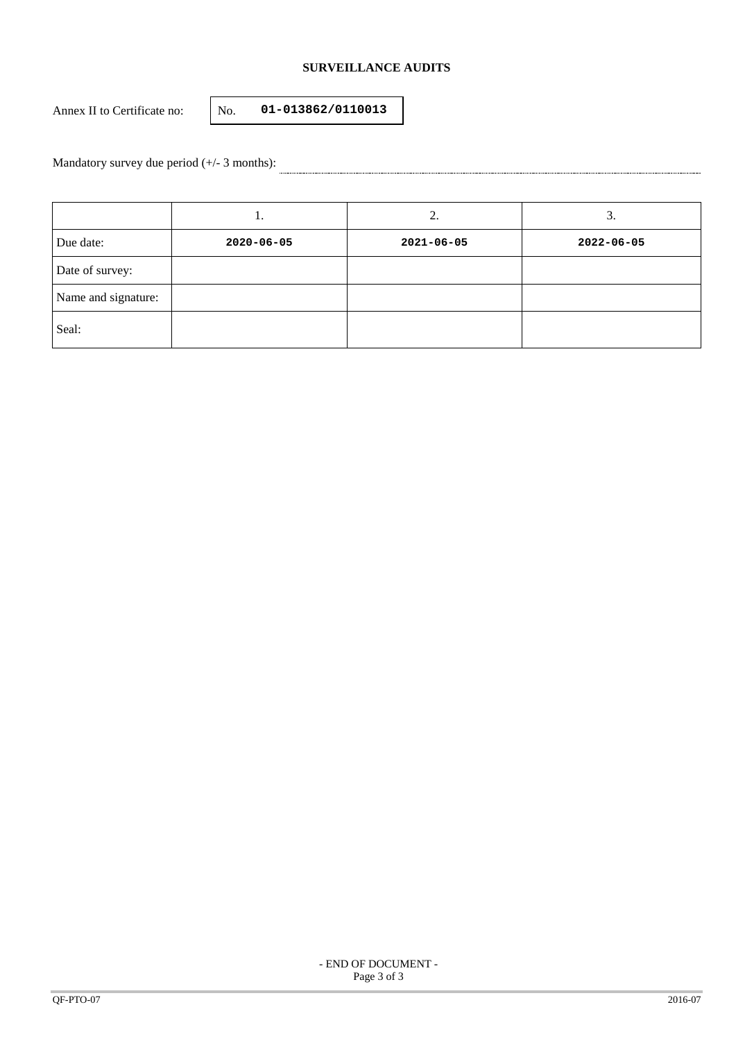**SURVEILLANCE AUDITS**

Annex II to Certificate no: No. **01-013862/0110013**

Mandatory survey due period (+/- 3 months):

| | 1. | 2. | 3. |
|---|---|---|---|
| Due date: | **2020-06-05** | **2021-06-05** | **2022-06-05** |
| Date of survey: | | | |
| Name and signature: | | | |
| Seal: | | | |

- END OF DOCUMENT -

QF-PTO-07 2016-07